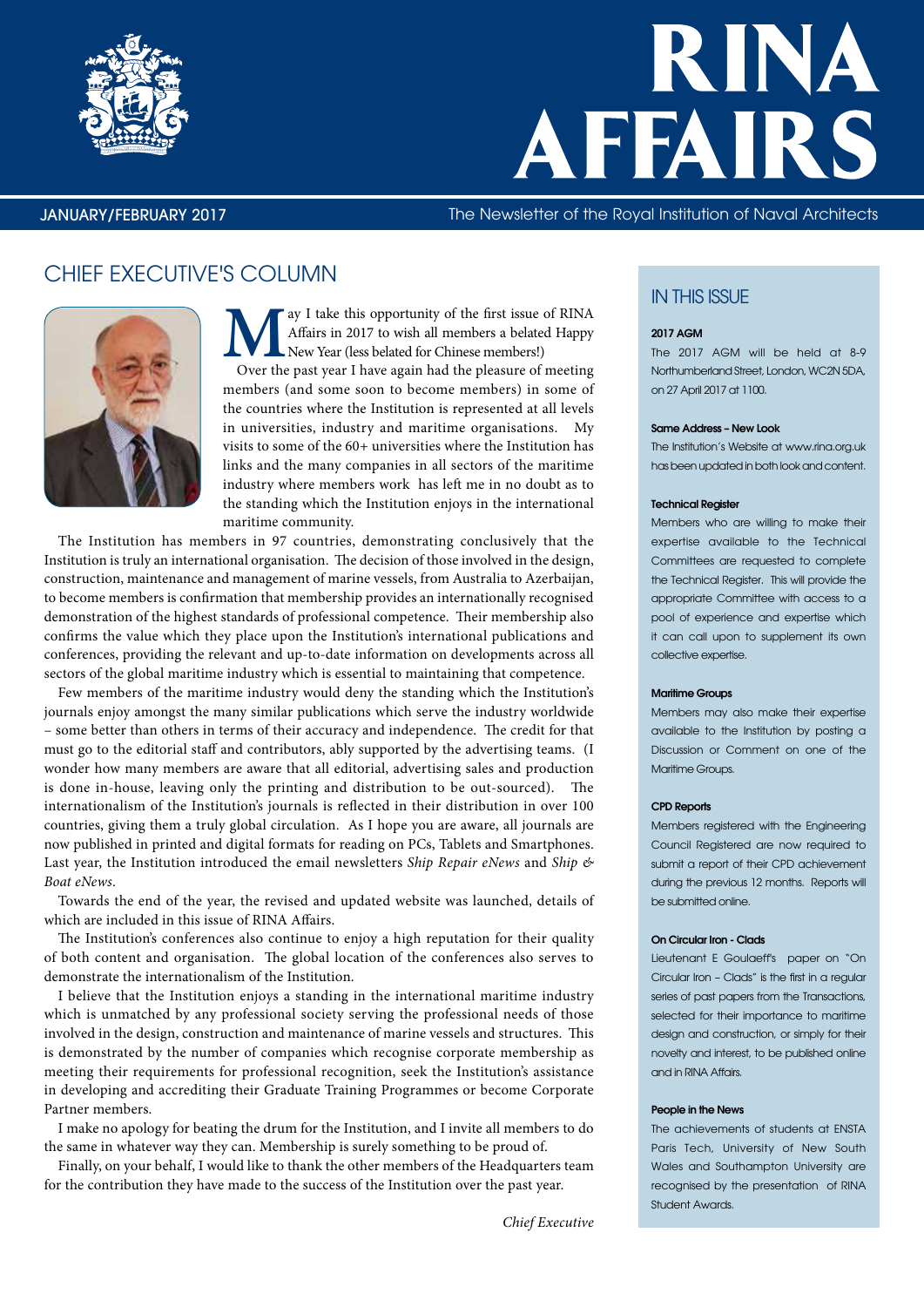# RINA AFFAIRS

JANUARY/FEBRUARY 2017

The Newsletter of the Royal Institution of Naval Architects

## CHIEF EXECUTIVE'S COLUMN

May I take this opportunity of the first issue of RINA Affairs in 2017 to wish all members a belated Happy New Year (less belated for Chinese members!)

Over the past year I have again had the pleasure of meeting members (and some soon to become members) in some of the countries where the Institution is represented at all levels in universities, industry and maritime organisations. My visits to some of the 60+ universities where the Institution has links and the many companies in all sectors of the maritime industry where members work has left me in no doubt as to the standing which the Institution enjoys in the international maritime community.

The Institution has members in 97 countries, demonstrating conclusively that the Institution is truly an international organisation. The decision of those involved in the design, construction, maintenance and management of marine vessels, from Australia to Azerbaijan, to become members is confirmation that membership provides an internationally recognised demonstration of the highest standards of professional competence. Their membership also confirms the value which they place upon the Institution's international publications and conferences, providing the relevant and up-to-date information on developments across all sectors of the global maritime industry which is essential to maintaining that competence.

Few members of the maritime industry would deny the standing which the Institution's journals enjoy amongst the many similar publications which serve the industry worldwide – some better than others in terms of their accuracy and independence. The credit for that must go to the editorial staff and contributors, ably supported by the advertising teams. (I wonder how many members are aware that all editorial, advertising sales and production is done in-house, leaving only the printing and distribution to be out-sourced). The internationalism of the Institution's journals is reflected in their distribution in over 100 countries, giving them a truly global circulation. As I hope you are aware, all journals are now published in printed and digital formats for reading on PCs, Tablets and Smartphones. Last year, the Institution introduced the email newsletters *Ship Repair eNews* and *Ship & Boat eNews*.

Towards the end of the year, the revised and updated website was launched, details of which are included in this issue of RINA Affairs.

The Institution's conferences also continue to enjoy a high reputation for their quality of both content and organisation. The global location of the conferences also serves to demonstrate the internationalism of the Institution.

I believe that the Institution enjoys a standing in the international maritime industry which is unmatched by any professional society serving the professional needs of those involved in the design, construction and maintenance of marine vessels and structures. This is demonstrated by the number of companies which recognise corporate membership as meeting their requirements for professional recognition, seek the Institution's assistance in developing and accrediting their Graduate Training Programmes or become Corporate Partner members.

I make no apology for beating the drum for the Institution, and I invite all members to do the same in whatever way they can. Membership is surely something to be proud of.

Finally, on your behalf, I would like to thank the other members of the Headquarters team for the contribution they have made to the success of the Institution over the past year.

*Chief Executive*

## IN THIS ISSUE

**2017 AGM**

The 2017 AGM will be held at 8-9 Northumberland Street, London, WC2N 5DA, on 27 April 2017 at 1100.

**Same Address – New Look**

The Institution's Website at www.rina.org.uk has been updated in both look and content.

**Technical Register**

Members who are willing to make their expertise available to the Technical Committees are requested to complete the Technical Register. This will provide the appropriate Committee with access to a pool of experience and expertise which it can call upon to supplement its own collective expertise.

**Maritime Groups**

Members may also make their expertise available to the Institution by posting a Discussion or Comment on one of the Maritime Groups.

**CPD Reports**

Members registered with the Engineering Council Registered are now required to submit a report of their CPD achievement during the previous 12 months. Reports will be submitted online.

**On Circular Iron - Clads**

Lieutenant E Goulaeff's paper on "On Circular Iron – Clads" is the first in a regular series of past papers from the Transactions, selected for their importance to maritime design and construction, or simply for their novelty and interest, to be published online and in RINA Affairs.

**People in the News**

The achievements of students at ENSTA Paris Tech, University of New South Wales and Southampton University are recognised by the presentation of RINA Student Awards.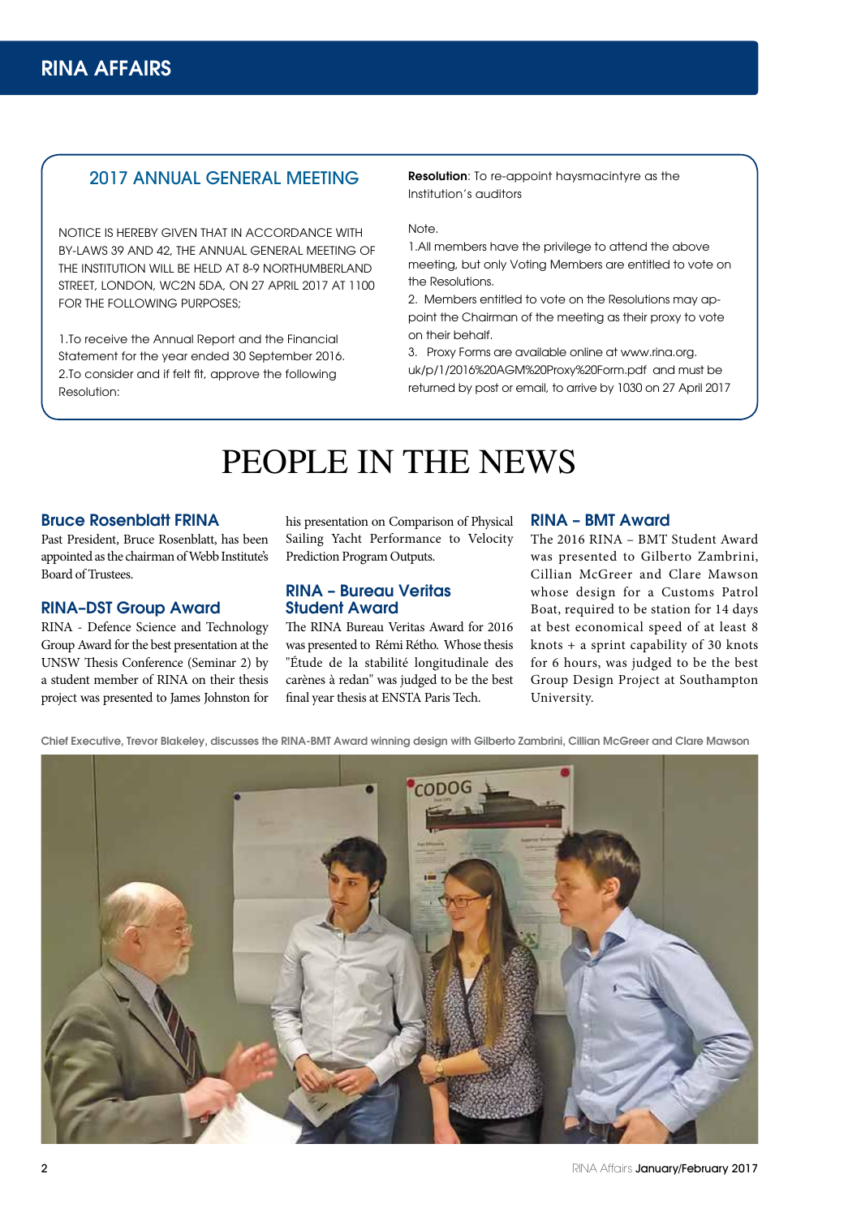## 2017 ANNUAL GENERAL MEETING

NOTICE IS HEREBY GIVEN THAT IN ACCORDANCE WITH BY-LAWS 39 AND 42, THE ANNUAL GENERAL MEETING OF THE INSTITUTION WILL BE HELD AT 8-9 NORTHUMBERLAND STREET, LONDON, WC2N 5DA, ON 27 APRIL 2017 AT 1100 FOR THE FOLLOWING PURPOSES;

1.To receive the Annual Report and the Financial Statement for the year ended 30 September 2016.
2.To consider and if felt fit, approve the following Resolution:

**Resolution**: To re-appoint haysmacintyre as the Institution's auditors

Note.
1.All members have the privilege to attend the above meeting, but only Voting Members are entitled to vote on the Resolutions.
2. Members entitled to vote on the Resolutions may appoint the Chairman of the meeting as their proxy to vote on their behalf.
3. Proxy Forms are available online at www.rina.org.uk/p/1/2016%20AGM%20Proxy%20Form.pdf and must be returned by post or email, to arrive by 1030 on 27 April 2017

# PEOPLE IN THE NEWS

### Bruce Rosenblatt FRINA

Past President, Bruce Rosenblatt, has been appointed as the chairman of Webb Institute's Board of Trustees.

### RINA-DST Group Award

RINA - Defence Science and Technology Group Award for the best presentation at the UNSW Thesis Conference (Seminar 2) by a student member of RINA on their thesis project was presented to James Johnston for his presentation on Comparison of Physical Sailing Yacht Performance to Velocity Prediction Program Outputs.

### RINA – Bureau Veritas Student Award

The RINA Bureau Veritas Award for 2016 was presented to Rémi Rétho. Whose thesis "Étude de la stabilité longitudinale des carènes à redan" was judged to be the best final year thesis at ENSTA Paris Tech.

### RINA – BMT Award

The 2016 RINA – BMT Student Award was presented to Gilberto Zambrini, Cillian McGreer and Clare Mawson whose design for a Customs Patrol Boat, required to be station for 14 days at best economical speed of at least 8 knots + a sprint capability of 30 knots for 6 hours, was judged to be the best Group Design Project at Southampton University.

Chief Executive, Trevor Blakeley, discusses the RINA-BMT Award winning design with Gilberto Zambrini, Cillian McGreer and Clare Mawson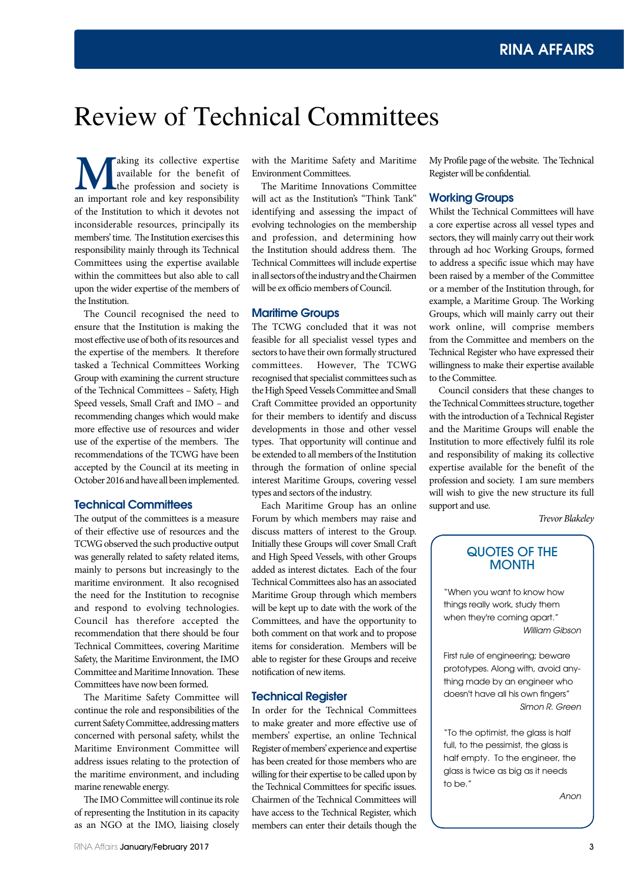# Review of Technical Committees

Making its collective expertise available for the benefit of the profession and society is an important role and key responsibility of the Institution to which it devotes not inconsiderable resources, principally its members' time. The Institution exercises this responsibility mainly through its Technical Committees using the expertise available within the committees but also able to call upon the wider expertise of the members of the Institution.

The Council recognised the need to ensure that the Institution is making the most effective use of both of its resources and the expertise of the members. It therefore tasked a Technical Committees Working Group with examining the current structure of the Technical Committees – Safety, High Speed vessels, Small Craft and IMO – and recommending changes which would make more effective use of resources and wider use of the expertise of the members. The recommendations of the TCWG have been accepted by the Council at its meeting in October 2016 and have all been implemented.

## Technical Committees

The output of the committees is a measure of their effective use of resources and the TCWG observed the such productive output was generally related to safety related items, mainly to persons but increasingly to the maritime environment. It also recognised the need for the Institution to recognise and respond to evolving technologies. Council has therefore accepted the recommendation that there should be four Technical Committees, covering Maritime Safety, the Maritime Environment, the IMO Committee and Maritime Innovation. These Committees have now been formed.

The Maritime Safety Committee will continue the role and responsibilities of the current Safety Committee, addressing matters concerned with personal safety, whilst the Maritime Environment Committee will address issues relating to the protection of the maritime environment, and including marine renewable energy.

The IMO Committee will continue its role of representing the Institution in its capacity as an NGO at the IMO, liaising closely with the Maritime Safety and Maritime Environment Committees.

The Maritime Innovations Committee will act as the Institution's "Think Tank" identifying and assessing the impact of evolving technologies on the membership and profession, and determining how the Institution should address them. The Technical Committees will include expertise in all sectors of the industry and the Chairmen will be ex officio members of Council.

## Maritime Groups

The TCWG concluded that it was not feasible for all specialist vessel types and sectors to have their own formally structured committees. However, The TCWG recognised that specialist committees such as the High Speed Vessels Committee and Small Craft Committee provided an opportunity for their members to identify and discuss developments in those and other vessel types. That opportunity will continue and be extended to all members of the Institution through the formation of online special interest Maritime Groups, covering vessel types and sectors of the industry.

Each Maritime Group has an online Forum by which members may raise and discuss matters of interest to the Group. Initially these Groups will cover Small Craft and High Speed Vessels, with other Groups added as interest dictates. Each of the four Technical Committees also has an associated Maritime Group through which members will be kept up to date with the work of the Committees, and have the opportunity to both comment on that work and to propose items for consideration. Members will be able to register for these Groups and receive notification of new items.

## Technical Register

In order for the Technical Committees to make greater and more effective use of members' expertise, an online Technical Register of members' experience and expertise has been created for those members who are willing for their expertise to be called upon by the Technical Committees for specific issues. Chairmen of the Technical Committees will have access to the Technical Register, which members can enter their details though the My Profile page of the website. The Technical Register will be confidential.

## Working Groups

Whilst the Technical Committees will have a core expertise across all vessel types and sectors, they will mainly carry out their work through ad hoc Working Groups, formed to address a specific issue which may have been raised by a member of the Committee or a member of the Institution through, for example, a Maritime Group. The Working Groups, which will mainly carry out their work online, will comprise members from the Committee and members on the Technical Register who have expressed their willingness to make their expertise available to the Committee.

Council considers that these changes to the Technical Committees structure, together with the introduction of a Technical Register and the Maritime Groups will enable the Institution to more effectively fulfil its role and responsibility of making its collective expertise available for the benefit of the profession and society. I am sure members will wish to give the new structure its full support and use.

*Trevor Blakeley*

## QUOTES OF THE MONTH

"When you want to know how things really work, study them when they're coming apart."
*William Gibson*

First rule of engineering; beware prototypes. Along with, avoid anything made by an engineer who doesn't have all his own fingers"
*Simon R. Green*

"To the optimist, the glass is half full, to the pessimist, the glass is half empty. To the engineer, the glass is twice as big as it needs to be."
*Anon*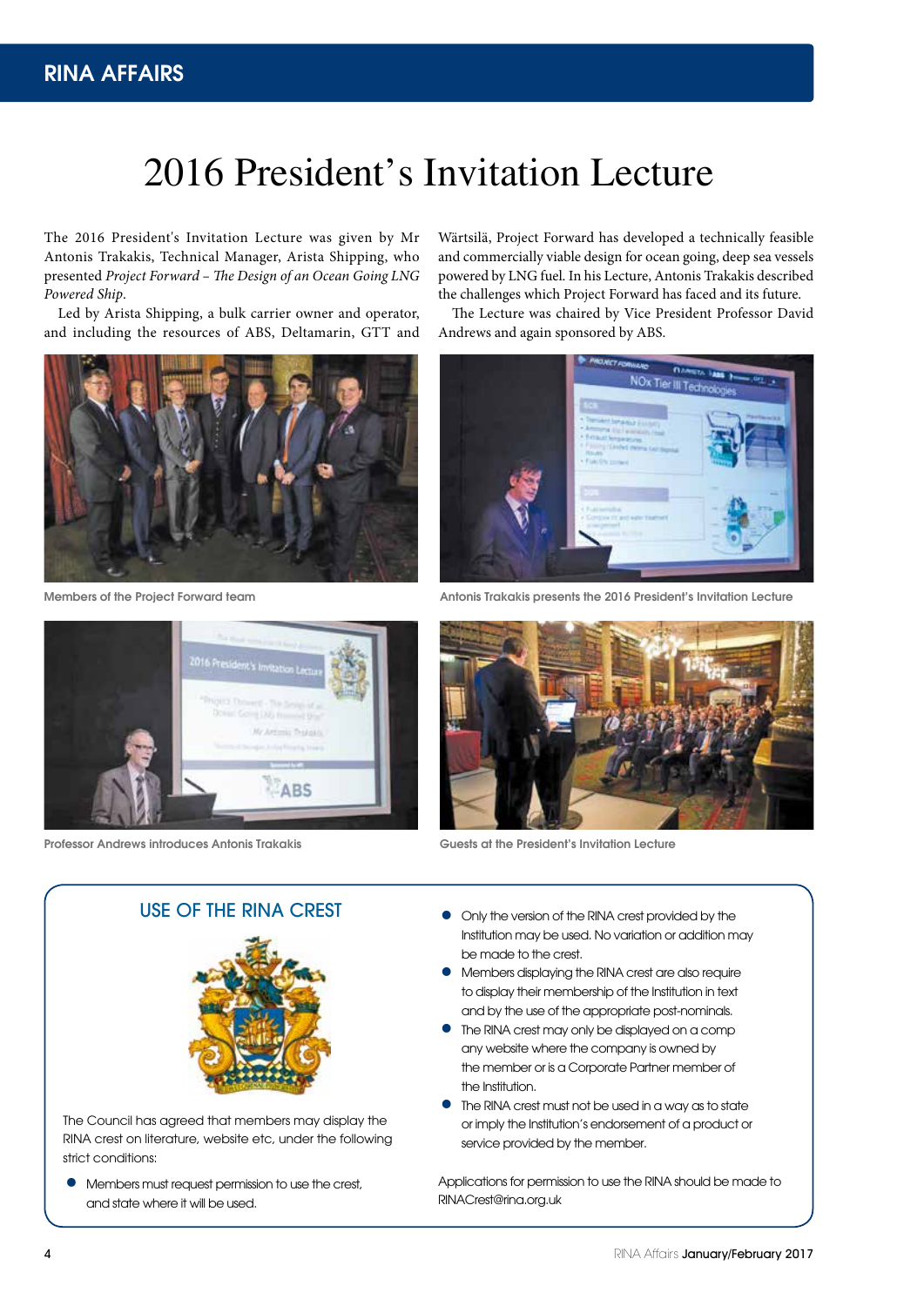# 2016 President's Invitation Lecture

The 2016 President's Invitation Lecture was given by Mr Antonis Trakakis, Technical Manager, Arista Shipping, who presented *Project Forward – The Design of an Ocean Going LNG Powered Ship*.

Led by Arista Shipping, a bulk carrier owner and operator, and including the resources of ABS, Deltamarin, GTT and Wärtsilä, Project Forward has developed a technically feasible and commercially viable design for ocean going, deep sea vessels powered by LNG fuel. In his Lecture, Antonis Trakakis described the challenges which Project Forward has faced and its future.

The Lecture was chaired by Vice President Professor David Andrews and again sponsored by ABS.

Members of the Project Forward team

Antonis Trakakis presents the 2016 President's Invitation Lecture

Professor Andrews introduces Antonis Trakakis

Guests at the President's Invitation Lecture

## USE OF THE RINA CREST

The Council has agreed that members may display the RINA crest on literature, website etc, under the following strict conditions:

- Members must request permission to use the crest, and state where it will be used.
- Only the version of the RINA crest provided by the Institution may be used. No variation or addition may be made to the crest.
- Members displaying the RINA crest are also require to display their membership of the Institution in text and by the use of the appropriate post-nominals.
- The RINA crest may only be displayed on a comp any website where the company is owned by the member or is a Corporate Partner member of the Institution.
- The RINA crest must not be used in a way as to state or imply the Institution's endorsement of a product or service provided by the member.

Applications for permission to use the RINA should be made to RINACrest@rina.org.uk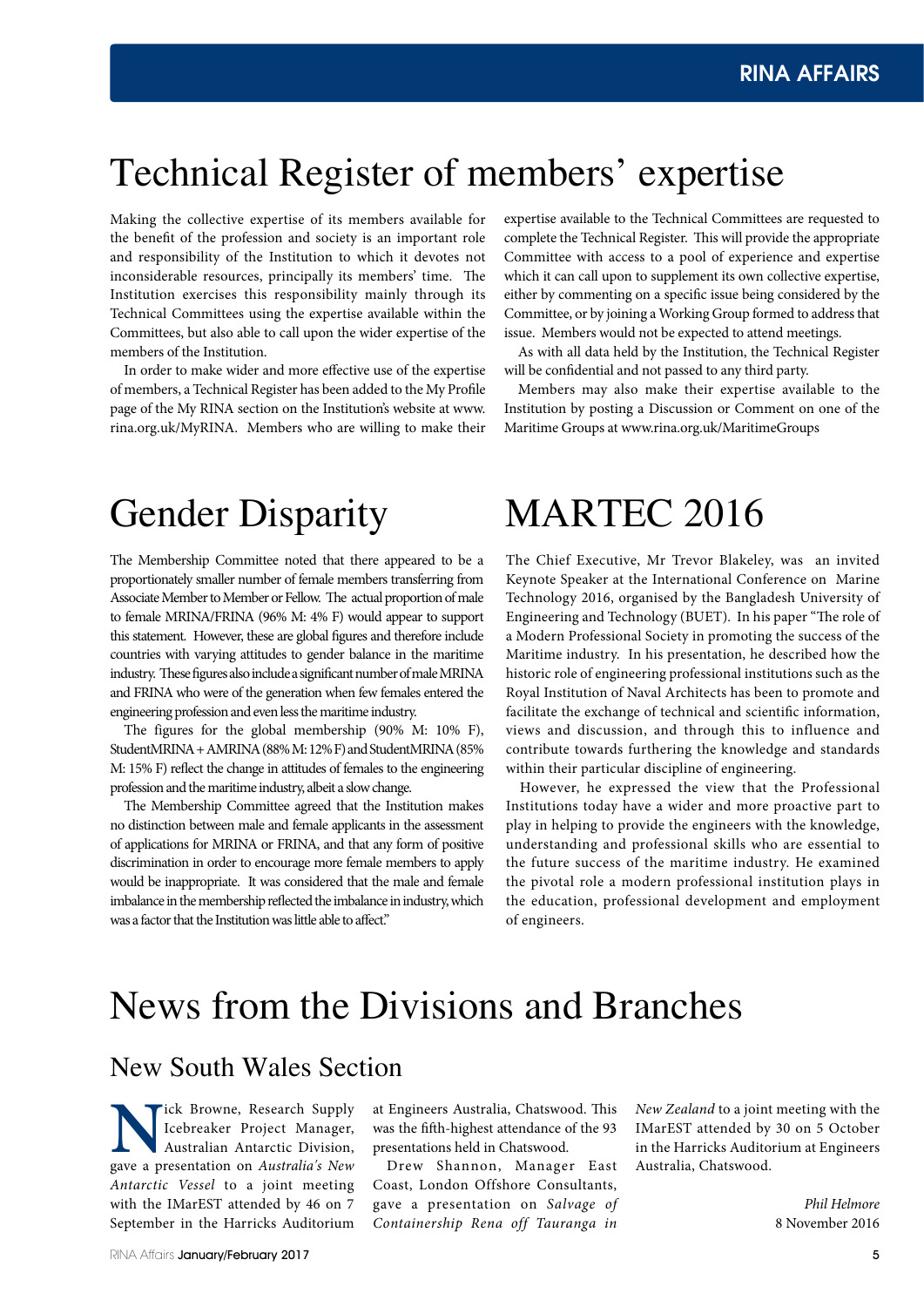# Technical Register of members' expertise

Making the collective expertise of its members available for the benefit of the profession and society is an important role and responsibility of the Institution to which it devotes not inconsiderable resources, principally its members' time. The Institution exercises this responsibility mainly through its Technical Committees using the expertise available within the Committees, but also able to call upon the wider expertise of the members of the Institution.

In order to make wider and more effective use of the expertise of members, a Technical Register has been added to the My Profile page of the My RINA section on the Institution's website at www.rina.org.uk/MyRINA. Members who are willing to make their expertise available to the Technical Committees are requested to complete the Technical Register. This will provide the appropriate Committee with access to a pool of experience and expertise which it can call upon to supplement its own collective expertise, either by commenting on a specific issue being considered by the Committee, or by joining a Working Group formed to address that issue. Members would not be expected to attend meetings.

As with all data held by the Institution, the Technical Register will be confidential and not passed to any third party.

Members may also make their expertise available to the Institution by posting a Discussion or Comment on one of the Maritime Groups at www.rina.org.uk/MaritimeGroups

# Gender Disparity

The Membership Committee noted that there appeared to be a proportionately smaller number of female members transferring from Associate Member to Member or Fellow. The actual proportion of male to female MRINA/FRINA (96% M: 4% F) would appear to support this statement. However, these are global figures and therefore include countries with varying attitudes to gender balance in the maritime industry. These figures also include a significant number of male MRINA and FRINA who were of the generation when few females entered the engineering profession and even less the maritime industry.

The figures for the global membership (90% M: 10% F), StudentMRINA + AMRINA (88% M: 12% F) and StudentMRINA (85% M: 15% F) reflect the change in attitudes of females to the engineering profession and the maritime industry, albeit a slow change.

The Membership Committee agreed that the Institution makes no distinction between male and female applicants in the assessment of applications for MRINA or FRINA, and that any form of positive discrimination in order to encourage more female members to apply would be inappropriate. It was considered that the male and female imbalance in the membership reflected the imbalance in industry, which was a factor that the Institution was little able to affect."

# MARTEC 2016

The Chief Executive, Mr Trevor Blakeley, was an invited Keynote Speaker at the International Conference on Marine Technology 2016, organised by the Bangladesh University of Engineering and Technology (BUET). In his paper "The role of a Modern Professional Society in promoting the success of the Maritime industry. In his presentation, he described how the historic role of engineering professional institutions such as the Royal Institution of Naval Architects has been to promote and facilitate the exchange of technical and scientific information, views and discussion, and through this to influence and contribute towards furthering the knowledge and standards within their particular discipline of engineering.

However, he expressed the view that the Professional Institutions today have a wider and more proactive part to play in helping to provide the engineers with the knowledge, understanding and professional skills who are essential to the future success of the maritime industry. He examined the pivotal role a modern professional institution plays in the education, professional development and employment of engineers.

# News from the Divisions and Branches

## New South Wales Section

Nick Browne, Research Supply Icebreaker Project Manager, Australian Antarctic Division, gave a presentation on *Australia's New Antarctic Vessel* to a joint meeting with the IMarEST attended by 46 on 7 September in the Harricks Auditorium at Engineers Australia, Chatswood. This was the fifth-highest attendance of the 93 presentations held in Chatswood.

Drew Shannon, Manager East Coast, London Offshore Consultants, gave a presentation on *Salvage of Containership Rena off Tauranga in New Zealand* to a joint meeting with the IMarEST attended by 30 on 5 October in the Harricks Auditorium at Engineers Australia, Chatswood.

*Phil Helmore*
8 November 2016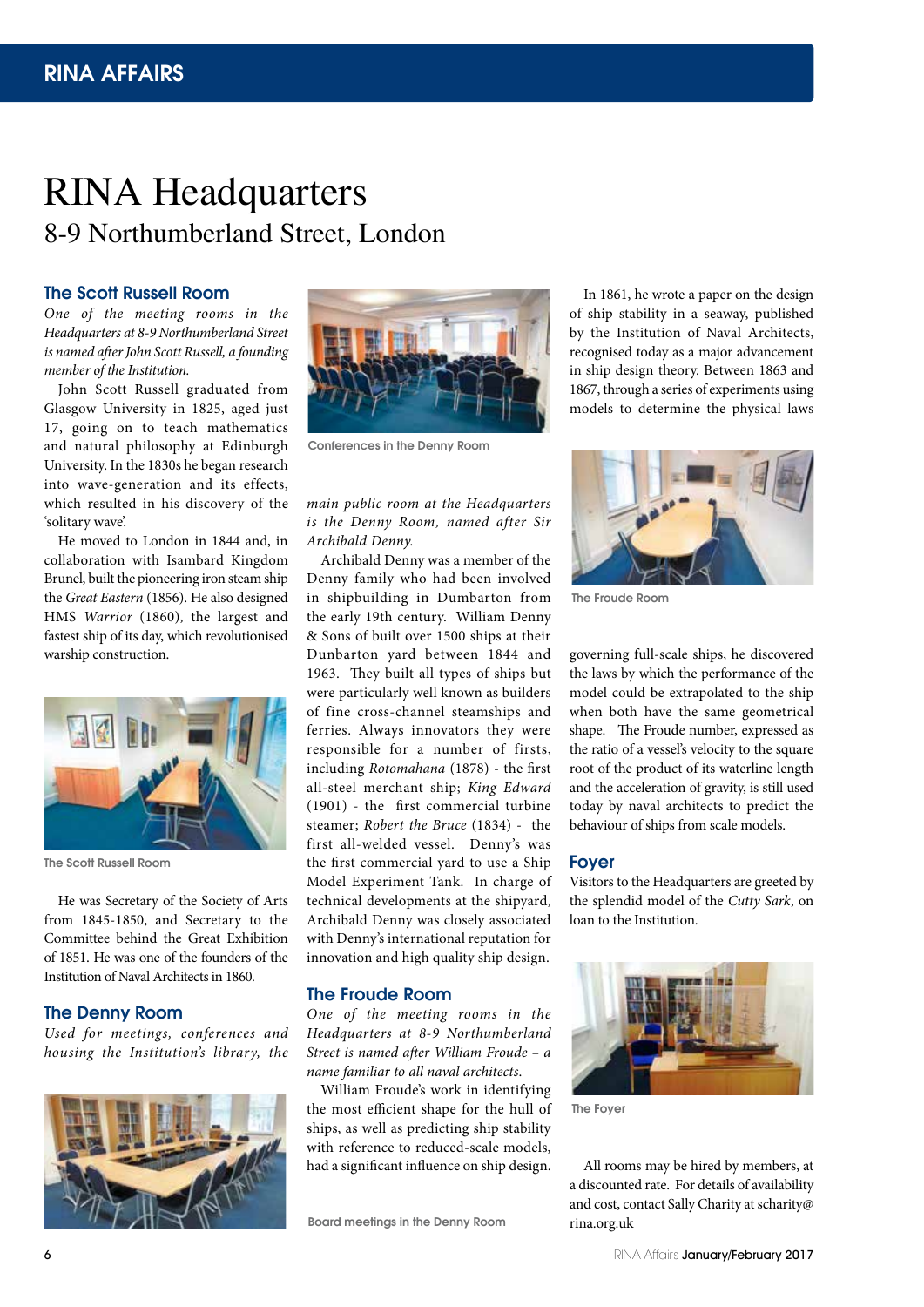# RINA Headquarters

## 8-9 Northumberland Street, London

### The Scott Russell Room

*One of the meeting rooms in the Headquarters at 8-9 Northumberland Street is named after John Scott Russell, a founding member of the Institution.*

John Scott Russell graduated from Glasgow University in 1825, aged just 17, going on to teach mathematics and natural philosophy at Edinburgh University. In the 1830s he began research into wave-generation and its effects, which resulted in his discovery of the 'solitary wave'.

He moved to London in 1844 and, in collaboration with Isambard Kingdom Brunel, built the pioneering iron steam ship the *Great Eastern* (1856). He also designed HMS *Warrior* (1860), the largest and fastest ship of its day, which revolutionised warship construction.

The Scott Russell Room

He was Secretary of the Society of Arts from 1845-1850, and Secretary to the Committee behind the Great Exhibition of 1851. He was one of the founders of the Institution of Naval Architects in 1860.

### The Denny Room

*Used for meetings, conferences and housing the Institution's library, the main public room at the Headquarters is the Denny Room, named after Sir Archibald Denny.*

Conferences in the Denny Room

Archibald Denny was a member of the Denny family who had been involved in shipbuilding in Dumbarton from the early 19th century. William Denny & Sons of built over 1500 ships at their Dunbarton yard between 1844 and 1963. They built all types of ships but were particularly well known as builders of fine cross-channel steamships and ferries. Always innovators they were responsible for a number of firsts, including *Rotomahana* (1878) - the first all-steel merchant ship; *King Edward* (1901) - the first commercial turbine steamer; *Robert the Bruce* (1834) - the first all-welded vessel. Denny's was the first commercial yard to use a Ship Model Experiment Tank. In charge of technical developments at the shipyard, Archibald Denny was closely associated with Denny's international reputation for innovation and high quality ship design.

Board meetings in the Denny Room

### The Froude Room

*One of the meeting rooms in the Headquarters at 8-9 Northumberland Street is named after William Froude – a name familiar to all naval architects.*

William Froude's work in identifying the most efficient shape for the hull of ships, as well as predicting ship stability with reference to reduced-scale models, had a significant influence on ship design.

In 1861, he wrote a paper on the design of ship stability in a seaway, published by the Institution of Naval Architects, recognised today as a major advancement in ship design theory. Between 1863 and 1867, through a series of experiments using models to determine the physical laws governing full-scale ships, he discovered the laws by which the performance of the model could be extrapolated to the ship when both have the same geometrical shape. The Froude number, expressed as the ratio of a vessel's velocity to the square root of the product of its waterline length and the acceleration of gravity, is still used today by naval architects to predict the behaviour of ships from scale models.

The Froude Room

### Foyer

Visitors to the Headquarters are greeted by the splendid model of the *Cutty Sark*, on loan to the Institution.

The Foyer

All rooms may be hired by members, at a discounted rate. For details of availability and cost, contact Sally Charity at scharity@rina.org.uk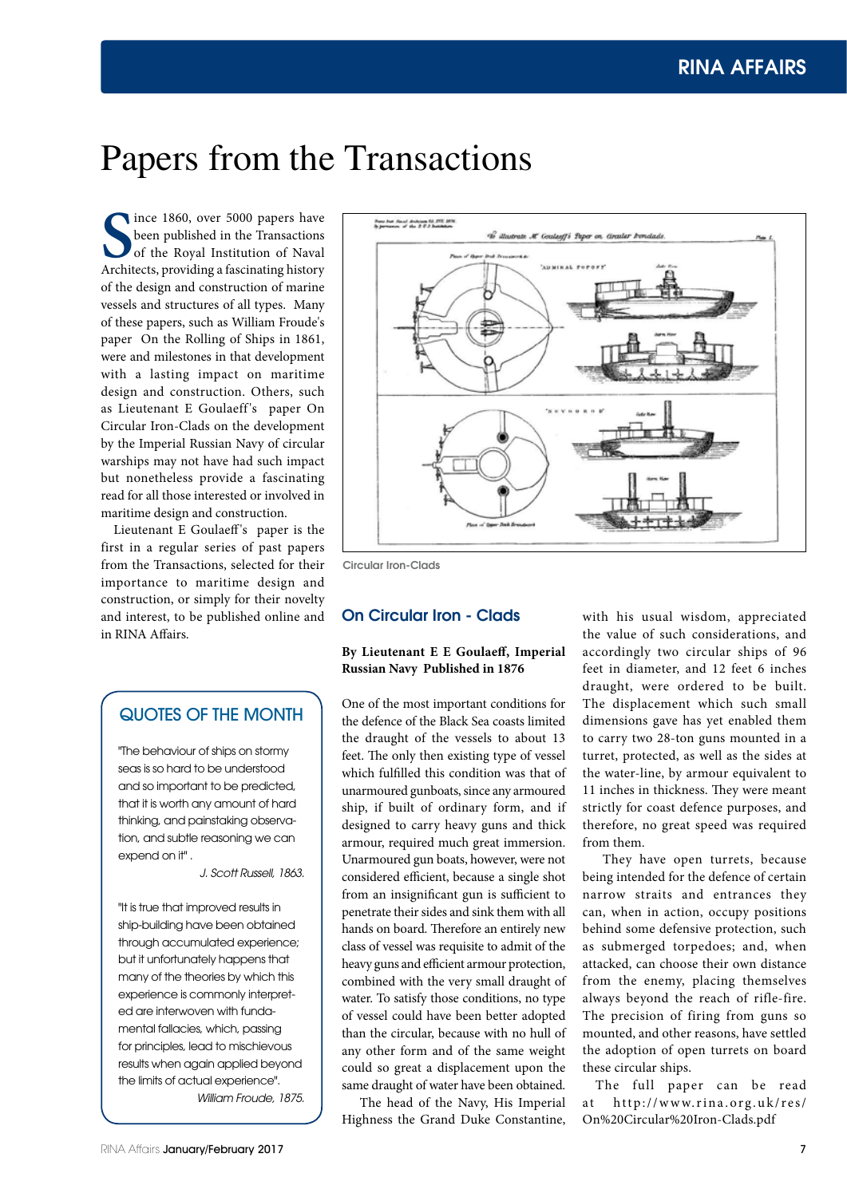# Papers from the Transactions

Since 1860, over 5000 papers have been published in the Transactions of the Royal Institution of Naval Architects, providing a fascinating history of the design and construction of marine vessels and structures of all types. Many of these papers, such as William Froude's paper On the Rolling of Ships in 1861, were and milestones in that development with a lasting impact on maritime design and construction. Others, such as Lieutenant E Goulaeff's paper On Circular Iron-Clads on the development by the Imperial Russian Navy of circular warships may not have had such impact but nonetheless provide a fascinating read for all those interested or involved in maritime design and construction.

Lieutenant E Goulaeff's paper is the first in a regular series of past papers from the Transactions, selected for their importance to maritime design and construction, or simply for their novelty and interest, to be published online and in RINA Affairs.

## QUOTES OF THE MONTH

"The behaviour of ships on stormy seas is so hard to be understood and so important to be predicted, that it is worth any amount of hard thinking, and painstaking observation, and subtle reasoning we can expend on it" .

*J. Scott Russell, 1863.*

"It is true that improved results in ship-building have been obtained through accumulated experience; but it unfortunately happens that many of the theories by which this experience is commonly interpreted are interwoven with fundamental fallacies, which, passing for principles, lead to mischievous results when again applied beyond the limits of actual experience".

*William Froude, 1875.*

Circular Iron-Clads

## On Circular Iron - Clads

**By Lieutenant E E Goulaeff, Imperial Russian Navy Published in 1876**

One of the most important conditions for the defence of the Black Sea coasts limited the draught of the vessels to about 13 feet. The only then existing type of vessel which fulfilled this condition was that of unarmoured gunboats, since any armoured ship, if built of ordinary form, and if designed to carry heavy guns and thick armour, required much great immersion. Unarmoured gun boats, however, were not considered efficient, because a single shot from an insignificant gun is sufficient to penetrate their sides and sink them with all hands on board. Therefore an entirely new class of vessel was requisite to admit of the heavy guns and efficient armour protection, combined with the very small draught of water. To satisfy those conditions, no type of vessel could have been better adopted than the circular, because with no hull of any other form and of the same weight could so great a displacement upon the same draught of water have been obtained.

The head of the Navy, His Imperial Highness the Grand Duke Constantine, with his usual wisdom, appreciated the value of such considerations, and accordingly two circular ships of 96 feet in diameter, and 12 feet 6 inches draught, were ordered to be built. The displacement which such small dimensions gave has yet enabled them to carry two 28-ton guns mounted in a turret, protected, as well as the sides at the water-line, by armour equivalent to 11 inches in thickness. They were meant strictly for coast defence purposes, and therefore, no great speed was required from them.

They have open turrets, because being intended for the defence of certain narrow straits and entrances they can, when in action, occupy positions behind some defensive protection, such as submerged torpedoes; and, when attacked, can choose their own distance from the enemy, placing themselves always beyond the reach of rifle-fire. The precision of firing from guns so mounted, and other reasons, have settled the adoption of open turrets on board these circular ships.

The full paper can be read at http://www.rina.org.uk/res/On%20Circular%20Iron-Clads.pdf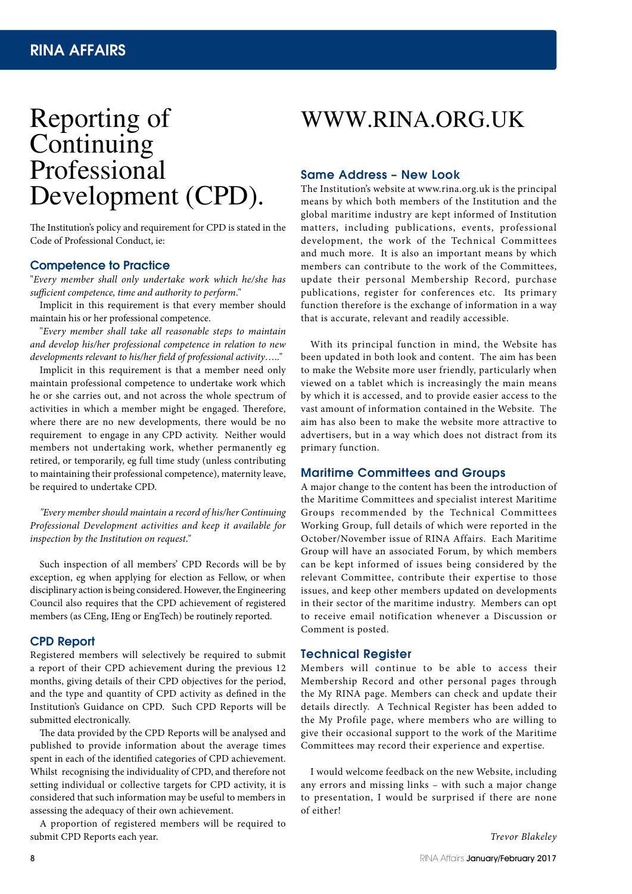# Reporting of Continuing Professional Development (CPD).

The Institution's policy and requirement for CPD is stated in the Code of Professional Conduct, ie:

## Competence to Practice

"*Every member shall only undertake work which he/she has sufficient competence, time and authority to perform*."

Implicit in this requirement is that every member should maintain his or her professional competence.

"*Every member shall take all reasonable steps to maintain and develop his/her professional competence in relation to new developments relevant to his/her field of professional activity…..*"

Implicit in this requirement is that a member need only maintain professional competence to undertake work which he or she carries out, and not across the whole spectrum of activities in which a member might be engaged. Therefore, where there are no new developments, there would be no requirement to engage in any CPD activity. Neither would members not undertaking work, whether permanently eg retired, or temporarily, eg full time study (unless contributing to maintaining their professional competence), maternity leave, be required to undertake CPD.

*"Every member should maintain a record of his/her Continuing Professional Development activities and keep it available for inspection by the Institution on request*."

Such inspection of all members' CPD Records will be by exception, eg when applying for election as Fellow, or when disciplinary action is being considered. However, the Engineering Council also requires that the CPD achievement of registered members (as CEng, IEng or EngTech) be routinely reported.

## CPD Report

Registered members will selectively be required to submit a report of their CPD achievement during the previous 12 months, giving details of their CPD objectives for the period, and the type and quantity of CPD activity as defined in the Institution's Guidance on CPD. Such CPD Reports will be submitted electronically.

The data provided by the CPD Reports will be analysed and published to provide information about the average times spent in each of the identified categories of CPD achievement. Whilst recognising the individuality of CPD, and therefore not setting individual or collective targets for CPD activity, it is considered that such information may be useful to members in assessing the adequacy of their own achievement.

A proportion of registered members will be required to submit CPD Reports each year.

# WWW.RINA.ORG.UK

## Same Address – New Look

The Institution's website at www.rina.org.uk is the principal means by which both members of the Institution and the global maritime industry are kept informed of Institution matters, including publications, events, professional development, the work of the Technical Committees and much more. It is also an important means by which members can contribute to the work of the Committees, update their personal Membership Record, purchase publications, register for conferences etc. Its primary function therefore is the exchange of information in a way that is accurate, relevant and readily accessible.

With its principal function in mind, the Website has been updated in both look and content. The aim has been to make the Website more user friendly, particularly when viewed on a tablet which is increasingly the main means by which it is accessed, and to provide easier access to the vast amount of information contained in the Website. The aim has also been to make the website more attractive to advertisers, but in a way which does not distract from its primary function.

## Maritime Committees and Groups

A major change to the content has been the introduction of the Maritime Committees and specialist interest Maritime Groups recommended by the Technical Committees Working Group, full details of which were reported in the October/November issue of RINA Affairs. Each Maritime Group will have an associated Forum, by which members can be kept informed of issues being considered by the relevant Committee, contribute their expertise to those issues, and keep other members updated on developments in their sector of the maritime industry. Members can opt to receive email notification whenever a Discussion or Comment is posted.

## Technical Register

Members will continue to be able to access their Membership Record and other personal pages through the My RINA page. Members can check and update their details directly. A Technical Register has been added to the My Profile page, where members who are willing to give their occasional support to the work of the Maritime Committees may record their experience and expertise.

I would welcome feedback on the new Website, including any errors and missing links – with such a major change to presentation, I would be surprised if there are none of either!

*Trevor Blakeley*